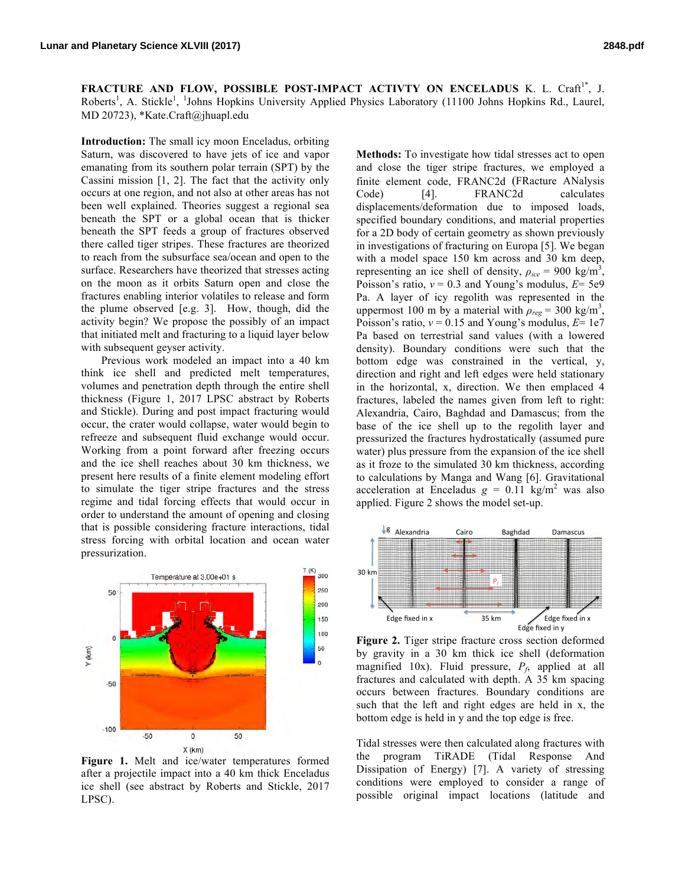**FRACTURE AND FLOW, POSSIBLE POST-IMPACT ACTIVTY ON ENCELADUS** K. L. Craft[1*], J. Roberts[1], A. Stickle[1], [1]Johns Hopkins University Applied Physics Laboratory (11100 Johns Hopkins Rd., Laurel, MD 20723), *Kate.Craft@jhuapl.edu

**Introduction:** The small icy moon Enceladus, orbiting Saturn, was discovered to have jets of ice and vapor emanating from its southern polar terrain (SPT) by the Cassini mission [1, 2]. The fact that the activity only occurs at one region, and not also at other areas has not been well explained. Theories suggest a regional sea beneath the SPT or a global ocean that is thicker beneath the SPT feeds a group of fractures observed there called tiger stripes. These fractures are theorized to reach from the subsurface sea/ocean and open to the surface. Researchers have theorized that stresses acting on the moon as it orbits Saturn open and close the fractures enabling interior volatiles to release and form the plume observed [e.g. 3]. How, though, did the activity begin? We propose the possibly of an impact that initiated melt and fracturing to a liquid layer below with subsequent geyser activity.

Previous work modeled an impact into a 40 km think ice shell and predicted melt temperatures, volumes and penetration depth through the entire shell thickness (Figure 1, 2017 LPSC abstract by Roberts and Stickle). During and post impact fracturing would occur, the crater would collapse, water would begin to refreeze and subsequent fluid exchange would occur. Working from a point forward after freezing occurs and the ice shell reaches about 30 km thickness, we present here results of a finite element modeling effort to simulate the tiger stripe fractures and the stress regime and tidal forcing effects that would occur in order to understand the amount of opening and closing that is possible considering fracture interactions, tidal stress forcing with orbital location and ocean water pressurization.

**Figure 1.** Melt and ice/water temperatures formed after a projectile impact into a 40 km thick Enceladus ice shell (see abstract by Roberts and Stickle, 2017 LPSC).

**Methods:** To investigate how tidal stresses act to open and close the tiger stripe fractures, we employed a finite element code, FRANC2d (FRacture ANalysis Code) [4]. FRANC2d calculates displacements/deformation due to imposed loads, specified boundary conditions, and material properties for a 2D body of certain geometry as shown previously in investigations of fracturing on Europa [5]. We began with a model space 150 km across and 30 km deep, representing an ice shell of density, $\rho_{ice}$ = 900 kg/m$^3$, Poisson's ratio, $v$ = 0.3 and Young's modulus, $E$= 5e9 Pa. A layer of icy regolith was represented in the uppermost 100 m by a material with $\rho_{reg}$ = 300 kg/m$^3$, Poisson's ratio, $v$ = 0.15 and Young's modulus, $E$= 1e7 Pa based on terrestrial sand values (with a lowered density). Boundary conditions were such that the bottom edge was constrained in the vertical, y, direction and right and left edges were held stationary in the horizontal, x, direction. We then emplaced 4 fractures, labeled the names given from left to right: Alexandria, Cairo, Baghdad and Damascus; from the base of the ice shell up to the regolith layer and pressurized the fractures hydrostatically (assumed pure water) plus pressure from the expansion of the ice shell as it froze to the simulated 30 km thickness, according to calculations by Manga and Wang [6]. Gravitational acceleration at Enceladus $g$ = 0.11 kg/m$^2$ was also applied. Figure 2 shows the model set-up.

**Figure 2.** Tiger stripe fracture cross section deformed by gravity in a 30 km thick ice shell (deformation magnified 10x). Fluid pressure, $P_f$, applied at all fractures and calculated with depth. A 35 km spacing occurs between fractures. Boundary conditions are such that the left and right edges are held in x, the bottom edge is held in y and the top edge is free.

Tidal stresses were then calculated along fractures with the program TiRADE (Tidal Response And Dissipation of Energy) [7]. A variety of stressing conditions were employed to consider a range of possible original impact locations (latitude and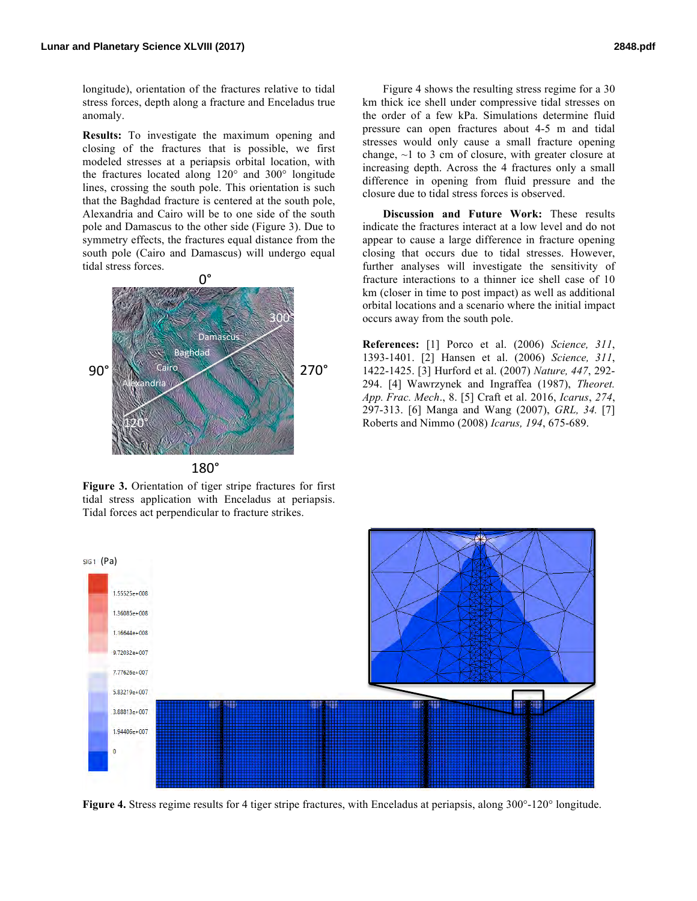longitude), orientation of the fractures relative to tidal stress forces, depth along a fracture and Enceladus true anomaly.

**Results:** To investigate the maximum opening and closing of the fractures that is possible, we first modeled stresses at a periapsis orbital location, with the fractures located along 120° and 300° longitude lines, crossing the south pole. This orientation is such that the Baghdad fracture is centered at the south pole, Alexandria and Cairo will be to one side of the south pole and Damascus to the other side (Figure 3). Due to symmetry effects, the fractures equal distance from the south pole (Cairo and Damascus) will undergo equal tidal stress forces.

0°

300°

Damascus

Baghdad

90°

Cairo

270°

Alexandria

120°

180°

**Figure 3.** Orientation of tiger stripe fractures for first tidal stress application with Enceladus at periapsis. Tidal forces act perpendicular to fracture strikes.

Figure 4 shows the resulting stress regime for a 30 km thick ice shell under compressive tidal stresses on the order of a few kPa. Simulations determine fluid pressure can open fractures about 4-5 m and tidal stresses would only cause a small fracture opening change, ~1 to 3 cm of closure, with greater closure at increasing depth. Across the 4 fractures only a small difference in opening from fluid pressure and the closure due to tidal stress forces is observed.

**Discussion and Future Work:** These results indicate the fractures interact at a low level and do not appear to cause a large difference in fracture opening closing that occurs due to tidal stresses. However, further analyses will investigate the sensitivity of fracture interactions to a thinner ice shell case of 10 km (closer in time to post impact) as well as additional orbital locations and a scenario where the initial impact occurs away from the south pole.

**References:** [1] Porco et al. (2006) *Science, 311*, 1393-1401. [2] Hansen et al. (2006) *Science, 311*, 1422-1425. [3] Hurford et al. (2007) *Nature, 447*, 292-294. [4] Wawrzynek and Ingraffea (1987), *Theoret. App. Frac. Mech*., 8. [5] Craft et al. 2016, *Icarus*, *274*, 297-313. [6] Manga and Wang (2007), *GRL, 34.* [7] Roberts and Nimmo (2008) *Icarus, 194*, 675-689.

SIG1 (Pa)

1.55525e+008

1.36085e+008

1.16644e+008

9.72032e+007

7.77626e+007

5.83219e+007

3.88813e+007

1.94406e+007

0

**Figure 4.** Stress regime results for 4 tiger stripe fractures, with Enceladus at periapsis, along 300°-120° longitude.